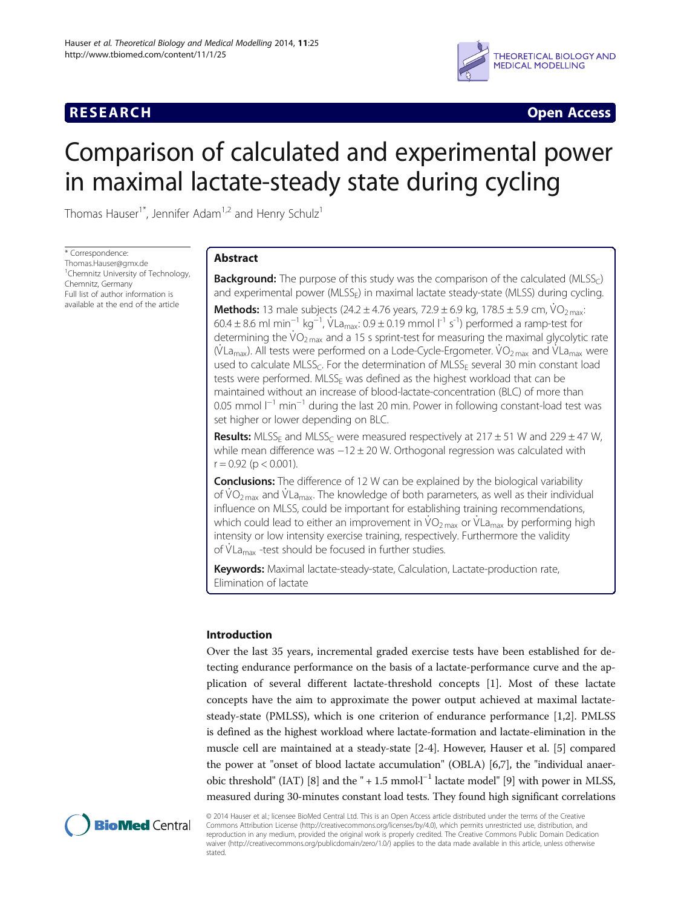RESEARCH Open Access

# Comparison of calculated and experimental power in maximal lactate-steady state during cycling

Thomas Hauser[1*], Jennifer Adam[1,2] and Henry Schulz[1]

\* Correspondence: Thomas.Hauser@gmx.de
[1]Chemnitz University of Technology, Chemnitz, Germany
Full list of author information is available at the end of the article

## Abstract

**Background:** The purpose of this study was the comparison of the calculated ($MLSS_C$) and experimental power ($MLSS_E$) in maximal lactate steady-state (MLSS) during cycling.

**Methods:** 13 male subjects (24.2 ± 4.76 years, 72.9 ± 6.9 kg, 178.5 ± 5.9 cm, $\dot{V}O_{2\,max}$: 60.4 ± 8.6 ml $min^{-1}$ $kg^{-1}$, $\dot{V}La_{max}$: 0.9 ± 0.19 mmol $l^{-1}$ $s^{-1}$) performed a ramp-test for determining the $\dot{V}O_{2\,max}$ and a 15 s sprint-test for measuring the maximal glycolytic rate ($\dot{V}La_{max}$). All tests were performed on a Lode-Cycle-Ergometer. $\dot{V}O_{2\,max}$ and $\dot{V}La_{max}$ were used to calculate $MLSS_C$. For the determination of $MLSS_E$ several 30 min constant load tests were performed. $MLSS_E$ was defined as the highest workload that can be maintained without an increase of blood-lactate-concentration (BLC) of more than 0.05 mmol $l^{-1}$ $min^{-1}$ during the last 20 min. Power in following constant-load test was set higher or lower depending on BLC.

**Results:** $MLSS_E$ and $MLSS_C$ were measured respectively at 217 ± 51 W and 229 ± 47 W, while mean difference was −12 ± 20 W. Orthogonal regression was calculated with r = 0.92 (p < 0.001).

**Conclusions:** The difference of 12 W can be explained by the biological variability of $\dot{V}O_{2\,max}$ and $\dot{V}La_{max}$. The knowledge of both parameters, as well as their individual influence on MLSS, could be important for establishing training recommendations, which could lead to either an improvement in $\dot{V}O_{2\,max}$ or $\dot{V}La_{max}$ by performing high intensity or low intensity exercise training, respectively. Furthermore the validity of $\dot{V}La_{max}$ -test should be focused in further studies.

**Keywords:** Maximal lactate-steady-state, Calculation, Lactate-production rate, Elimination of lactate

## Introduction

Over the last 35 years, incremental graded exercise tests have been established for detecting endurance performance on the basis of a lactate-performance curve and the application of several different lactate-threshold concepts [1]. Most of these lactate concepts have the aim to approximate the power output achieved at maximal lactate-steady-state (PMLSS), which is one criterion of endurance performance [1,2]. PMLSS is defined as the highest workload where lactate-formation and lactate-elimination in the muscle cell are maintained at a steady-state [2-4]. However, Hauser et al. [5] compared the power at "onset of blood lactate accumulation" (OBLA) [6,7], the "individual anaerobic threshold" (IAT) [8] and the " + 1.5 mmol·$l^{-1}$ lactate model" [9] with power in MLSS, measured during 30-minutes constant load tests. They found high significant correlations

© 2014 Hauser et al.; licensee BioMed Central Ltd. This is an Open Access article distributed under the terms of the Creative Commons Attribution License (http://creativecommons.org/licenses/by/4.0), which permits unrestricted use, distribution, and reproduction in any medium, provided the original work is properly credited. The Creative Commons Public Domain Dedication waiver (http://creativecommons.org/publicdomain/zero/1.0/) applies to the data made available in this article, unless otherwise stated.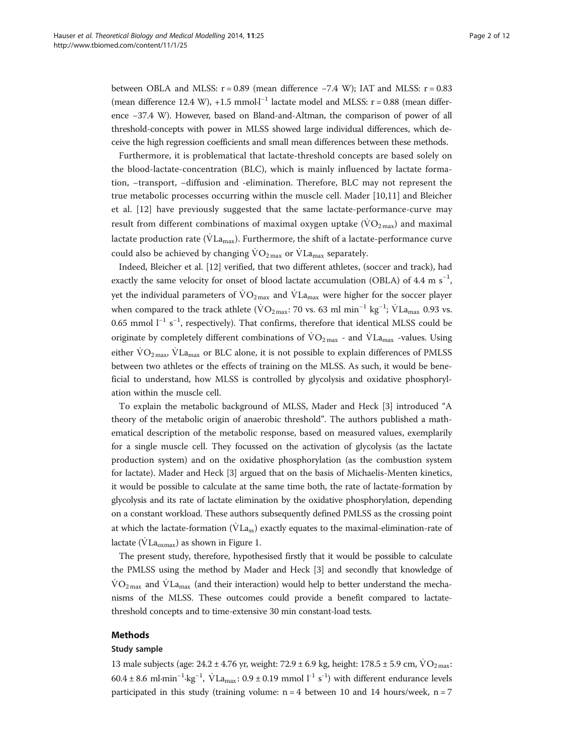between OBLA and MLSS: r = 0.89 (mean difference −7.4 W); IAT and MLSS: r = 0.83 (mean difference 12.4 W), +1.5 mmol·l$^{-1}$ lactate model and MLSS: r = 0.88 (mean difference −37.4 W). However, based on Bland-and-Altman, the comparison of power of all threshold-concepts with power in MLSS showed large individual differences, which deceive the high regression coefficients and small mean differences between these methods.

Furthermore, it is problematical that lactate-threshold concepts are based solely on the blood-lactate-concentration (BLC), which is mainly influenced by lactate formation, −transport, −diffusion and -elimination. Therefore, BLC may not represent the true metabolic processes occurring within the muscle cell. Mader [10,11] and Bleicher et al. [12] have previously suggested that the same lactate-performance-curve may result from different combinations of maximal oxygen uptake ($\dot{V}O_{2\,max}$) and maximal lactate production rate ($\dot{V}La_{max}$). Furthermore, the shift of a lactate-performance curve could also be achieved by changing $\dot{V}O_{2\,max}$ or $\dot{V}La_{max}$ separately.

Indeed, Bleicher et al. [12] verified, that two different athletes, (soccer and track), had exactly the same velocity for onset of blood lactate accumulation (OBLA) of 4.4 m s$^{-1}$, yet the individual parameters of $\dot{V}O_{2\,max}$ and $\dot{V}La_{max}$ were higher for the soccer player when compared to the track athlete ($\dot{V}O_{2\,max}$: 70 vs. 63 ml min$^{-1}$ kg$^{-1}$; $\dot{V}La_{max}$ 0.93 vs. 0.65 mmol l$^{-1}$ s$^{-1}$, respectively). That confirms, therefore that identical MLSS could be originate by completely different combinations of $\dot{V}O_{2\,max}$ - and $\dot{V}La_{max}$ -values. Using either $\dot{V}O_{2\,max}$, $\dot{V}La_{max}$ or BLC alone, it is not possible to explain differences of PMLSS between two athletes or the effects of training on the MLSS. As such, it would be beneficial to understand, how MLSS is controlled by glycolysis and oxidative phosphorylation within the muscle cell.

To explain the metabolic background of MLSS, Mader and Heck [3] introduced "A theory of the metabolic origin of anaerobic threshold". The authors published a mathematical description of the metabolic response, based on measured values, exemplarily for a single muscle cell. They focussed on the activation of glycolysis (as the lactate production system) and on the oxidative phosphorylation (as the combustion system for lactate). Mader and Heck [3] argued that on the basis of Michaelis-Menten kinetics, it would be possible to calculate at the same time both, the rate of lactate-formation by glycolysis and its rate of lactate elimination by the oxidative phosphorylation, depending on a constant workload. These authors subsequently defined PMLSS as the crossing point at which the lactate-formation ($\dot{V}La_{ss}$) exactly equates to the maximal-elimination-rate of lactate ($\dot{V}La_{oxmax}$) as shown in Figure 1.

The present study, therefore, hypothesised firstly that it would be possible to calculate the PMLSS using the method by Mader and Heck [3] and secondly that knowledge of $\dot{V}O_{2\,max}$ and $\dot{V}La_{max}$ (and their interaction) would help to better understand the mechanisms of the MLSS. These outcomes could provide a benefit compared to lactate-threshold concepts and to time-extensive 30 min constant-load tests.

## Methods

### Study sample

13 male subjects (age: 24.2 ± 4.76 yr, weight: 72.9 ± 6.9 kg, height: 178.5 ± 5.9 cm, $\dot{V}O_{2\,max}$: 60.4 ± 8.6 ml·min$^{-1}$·kg$^{-1}$, $\dot{V}La_{max}$: 0.9 ± 0.19 mmol l$^{-1}$ s$^{-1}$) with different endurance levels participated in this study (training volume: n = 4 between 10 and 14 hours/week, n = 7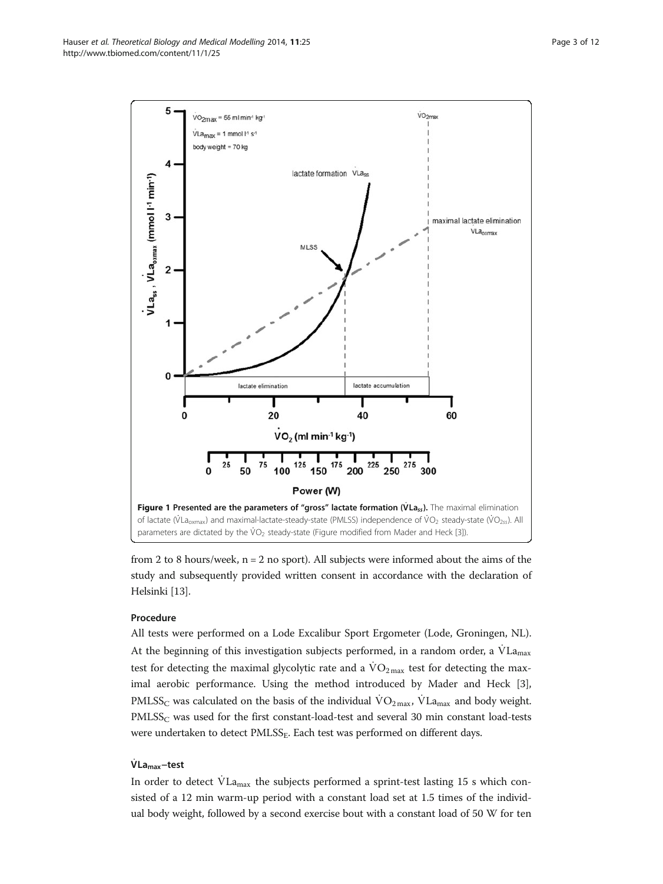**Figure 1 Presented are the parameters of "gross" lactate formation ($\dot{V}La_{ss}$).** The maximal elimination of lactate ($\dot{V}La_{oxmax}$) and maximal-lactate-steady-state (PMLSS) independence of $\dot{V}O_2$ steady-state ($\dot{V}O_{2ss}$). All parameters are dictated by the $\dot{V}O_2$ steady-state (Figure modified from Mader and Heck [3]).

from 2 to 8 hours/week, n = 2 no sport). All subjects were informed about the aims of the study and subsequently provided written consent in accordance with the declaration of Helsinki [13].

### Procedure

All tests were performed on a Lode Excalibur Sport Ergometer (Lode, Groningen, NL). At the beginning of this investigation subjects performed, in a random order, a $\dot{V}La_{max}$ test for detecting the maximal glycolytic rate and a $\dot{V}O_{2max}$ test for detecting the maximal aerobic performance. Using the method introduced by Mader and Heck [3], $PMLSS_C$ was calculated on the basis of the individual $\dot{V}O_{2max}$, $\dot{V}La_{max}$ and body weight. $PMLSS_C$ was used for the first constant-load-test and several 30 min constant load-tests were undertaken to detect $PMLSS_E$. Each test was performed on different days.

### $\dot{V}La_{max}$–test

In order to detect $\dot{V}La_{max}$ the subjects performed a sprint-test lasting 15 s which consisted of a 12 min warm-up period with a constant load set at 1.5 times of the individual body weight, followed by a second exercise bout with a constant load of 50 W for ten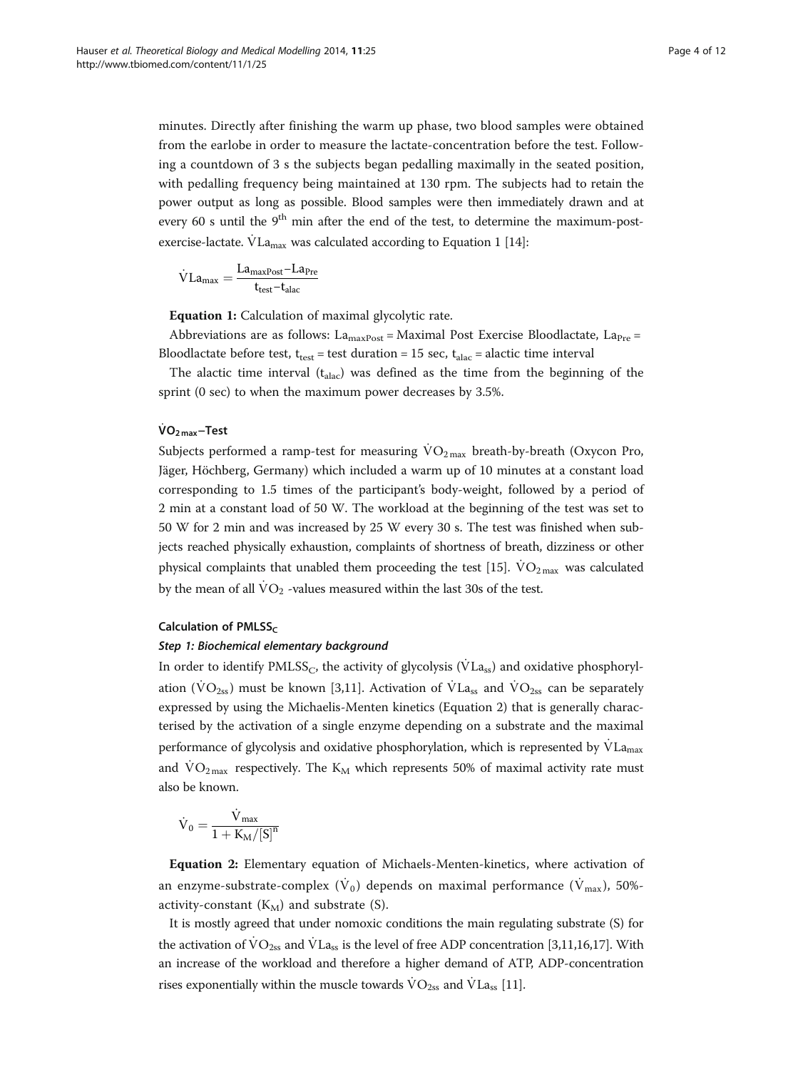minutes. Directly after finishing the warm up phase, two blood samples were obtained from the earlobe in order to measure the lactate-concentration before the test. Following a countdown of 3 s the subjects began pedalling maximally in the seated position, with pedalling frequency being maintained at 130 rpm. The subjects had to retain the power output as long as possible. Blood samples were then immediately drawn and at every 60 s until the 9th min after the end of the test, to determine the maximum-post-exercise-lactate. $\dot{V}La_{max}$ was calculated according to Equation 1 [14]:

$$\dot{V}La_{max} = \frac{La_{maxPost} - La_{Pre}}{t_{test} - t_{alac}}$$

**Equation 1:** Calculation of maximal glycolytic rate.

Abbreviations are as follows: $La_{maxPost}$ = Maximal Post Exercise Bloodlactate, $La_{Pre}$ = Bloodlactate before test, $t_{test}$ = test duration = 15 sec, $t_{alac}$ = alactic time interval

The alactic time interval ($t_{alac}$) was defined as the time from the beginning of the sprint (0 sec) to when the maximum power decreases by 3.5%.

### $\dot{V}O_{2max}$–Test

Subjects performed a ramp-test for measuring $\dot{V}O_{2max}$ breath-by-breath (Oxycon Pro, Jäger, Höchberg, Germany) which included a warm up of 10 minutes at a constant load corresponding to 1.5 times of the participant's body-weight, followed by a period of 2 min at a constant load of 50 W. The workload at the beginning of the test was set to 50 W for 2 min and was increased by 25 W every 30 s. The test was finished when subjects reached physically exhaustion, complaints of shortness of breath, dizziness or other physical complaints that unabled them proceeding the test [15]. $\dot{V}O_{2max}$ was calculated by the mean of all $\dot{V}O_2$ -values measured within the last 30s of the test.

### Calculation of $PMLSS_C$

#### *Step 1: Biochemical elementary background*

In order to identify $PMLSS_C$, the activity of glycolysis ($\dot{V}La_{ss}$) and oxidative phosphorylation ($\dot{V}O_{2ss}$) must be known [3,11]. Activation of $\dot{V}La_{ss}$ and $\dot{V}O_{2ss}$ can be separately expressed by using the Michaelis-Menten kinetics (Equation 2) that is generally characterised by the activation of a single enzyme depending on a substrate and the maximal performance of glycolysis and oxidative phosphorylation, which is represented by $\dot{V}La_{max}$ and $\dot{V}O_{2max}$ respectively. The $K_M$ which represents 50% of maximal activity rate must also be known.

$$\dot{V}_0 = \frac{\dot{V}_{max}}{1 + K_M/[S]^n}$$

**Equation 2:** Elementary equation of Michaels-Menten-kinetics, where activation of an enzyme-substrate-complex ($\dot{V}_0$) depends on maximal performance ($\dot{V}_{max}$), 50%-activity-constant ($K_M$) and substrate (S).

It is mostly agreed that under nomoxic conditions the main regulating substrate (S) for the activation of $\dot{V}O_{2ss}$ and $\dot{V}La_{ss}$ is the level of free ADP concentration [3,11,16,17]. With an increase of the workload and therefore a higher demand of ATP, ADP-concentration rises exponentially within the muscle towards $\dot{V}O_{2ss}$ and $\dot{V}La_{ss}$ [11].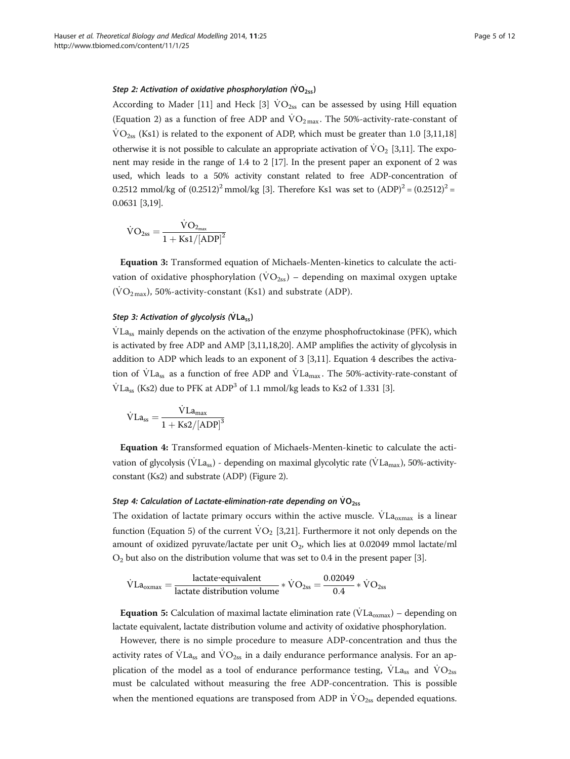#### *Step 2: Activation of oxidative phosphorylation ($\dot{V}O_{2ss}$)*

According to Mader [11] and Heck [3] $\dot{V}O_{2ss}$ can be assessed by using Hill equation (Equation 2) as a function of free ADP and $\dot{V}O_{2max}$. The 50%-activity-rate-constant of $\dot{V}O_{2ss}$ (Ks1) is related to the exponent of ADP, which must be greater than 1.0 [3,11,18] otherwise it is not possible to calculate an appropriate activation of $\dot{V}O_2$ [3,11]. The exponent may reside in the range of 1.4 to 2 [17]. In the present paper an exponent of 2 was used, which leads to a 50% activity constant related to free ADP-concentration of 0.2512 mmol/kg of $(0.2512)^2$ mmol/kg [3]. Therefore Ks1 was set to $(ADP)^2 = (0.2512)^2 = 0.0631$ [3,19].

$$\dot{V}O_{2ss} = \frac{\dot{V}O_{2_{max}}}{1 + Ks1/[ADP]^2}$$

**Equation 3:** Transformed equation of Michaels-Menten-kinetics to calculate the activation of oxidative phosphorylation ($\dot{V}O_{2ss}$) – depending on maximal oxygen uptake ($\dot{V}O_{2max}$), 50%-activity-constant (Ks1) and substrate (ADP).

#### *Step 3: Activation of glycolysis ($\dot{V}La_{ss}$)*

$\dot{V}La_{ss}$ mainly depends on the activation of the enzyme phosphofructokinase (PFK), which is activated by free ADP and AMP [3,11,18,20]. AMP amplifies the activity of glycolysis in addition to ADP which leads to an exponent of 3 [3,11]. Equation 4 describes the activation of $\dot{V}La_{ss}$ as a function of free ADP and $\dot{V}La_{max}$. The 50%-activity-rate-constant of $\dot{V}La_{ss}$ (Ks2) due to PFK at $ADP^3$ of 1.1 mmol/kg leads to Ks2 of 1.331 [3].

$$\dot{V}La_{ss} = \frac{\dot{V}La_{max}}{1 + Ks2/[ADP]^3}$$

**Equation 4:** Transformed equation of Michaels-Menten-kinetic to calculate the activation of glycolysis ($\dot{V}La_{ss}$) - depending on maximal glycolytic rate ($\dot{V}La_{max}$), 50%-activity-constant (Ks2) and substrate (ADP) (Figure 2).

#### *Step 4: Calculation of Lactate-elimination-rate depending on $\dot{V}O_{2ss}$*

The oxidation of lactate primary occurs within the active muscle. $\dot{V}La_{oxmax}$ is a linear function (Equation 5) of the current $\dot{V}O_2$ [3,21]. Furthermore it not only depends on the amount of oxidized pyruvate/lactate per unit $O_2$, which lies at 0.02049 mmol lactate/ml $O_2$ but also on the distribution volume that was set to 0.4 in the present paper [3].

$$\dot{V}La_{oxmax} = \frac{\text{lactate-equivalent}}{\text{lactate distribution volume}} * \dot{V}O_{2ss} = \frac{0.02049}{0.4} * \dot{V}O_{2ss}$$

**Equation 5:** Calculation of maximal lactate elimination rate ($\dot{V}La_{oxmax}$) – depending on lactate equivalent, lactate distribution volume and activity of oxidative phosphorylation.

However, there is no simple procedure to measure ADP-concentration and thus the activity rates of $\dot{V}La_{ss}$ and $\dot{V}O_{2ss}$ in a daily endurance performance analysis. For an application of the model as a tool of endurance performance testing, $\dot{V}La_{ss}$ and $\dot{V}O_{2ss}$ must be calculated without measuring the free ADP-concentration. This is possible when the mentioned equations are transposed from ADP in $\dot{V}O_{2ss}$ depended equations.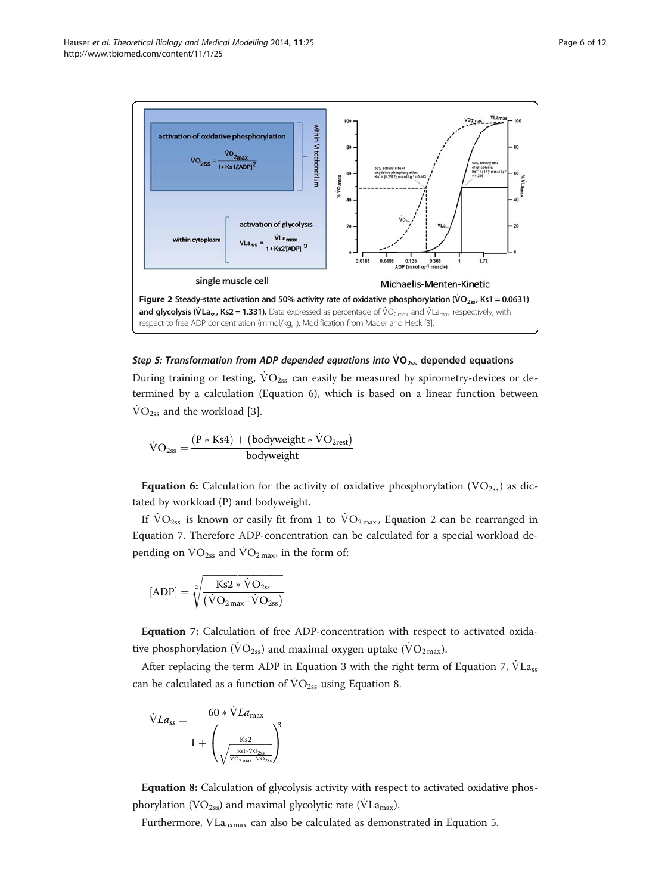**Figure 2 Steady-state activation and 50% activity rate of oxidative phosphorylation ($\dot{V}O_{2ss}$, Ks1 = 0.0631) and glycolysis ($\dot{V}La_{ss}$, Ks2 = 1.331).** Data expressed as percentage of $\dot{V}O_{2\,max}$ and $\dot{V}La_{max}$ respectively, with respect to free ADP concentration (mmol/kg$_m$). Modification from Mader and Heck [3].

### *Step 5: Transformation from ADP depended equations into* $\dot{V}O_{2ss}$ *depended equations*

During training or testing, $\dot{V}O_{2ss}$ can easily be measured by spirometry-devices or determined by a calculation (Equation 6), which is based on a linear function between $\dot{V}O_{2ss}$ and the workload [3].

$$\dot{V}O_{2ss} = \frac{(P * Ks4) + \left(\text{bodyweight} * \dot{V}O_{2rest}\right)}{\text{bodyweight}}$$

**Equation 6:** Calculation for the activity of oxidative phosphorylation ($\dot{V}O_{2ss}$) as dictated by workload (P) and bodyweight.

If $\dot{V}O_{2ss}$ is known or easily fit from 1 to $\dot{V}O_{2\,max}$, Equation 2 can be rearranged in Equation 7. Therefore ADP-concentration can be calculated for a special workload depending on $\dot{V}O_{2ss}$ and $\dot{V}O_{2\,max}$, in the form of:

$$[ADP] = \sqrt[2]{\frac{Ks2 * \dot{V}O_{2ss}}{\left(\dot{V}O_{2\,max} - \dot{V}O_{2ss}\right)}}$$

**Equation 7:** Calculation of free ADP-concentration with respect to activated oxidative phosphorylation ($\dot{V}O_{2ss}$) and maximal oxygen uptake ($\dot{V}O_{2\,max}$).

After replacing the term ADP in Equation 3 with the right term of Equation 7, $\dot{V}La_{ss}$ can be calculated as a function of $\dot{V}O_{2ss}$ using Equation 8.

$$\dot{V}La_{ss} = \frac{60 * \dot{V}La_{max}}{1 + \left(\frac{Ks2}{\sqrt{\frac{Ks1 * \dot{V}O_{2ss}}{\dot{V}O_{2\,max} - \dot{V}O_{2ss}}}}\right)^3}$$

**Equation 8:** Calculation of glycolysis activity with respect to activated oxidative phosphorylation ($VO_{2ss}$) and maximal glycolytic rate ($\dot{V}La_{max}$).

Furthermore, $\dot{V}La_{oxmax}$ can also be calculated as demonstrated in Equation 5.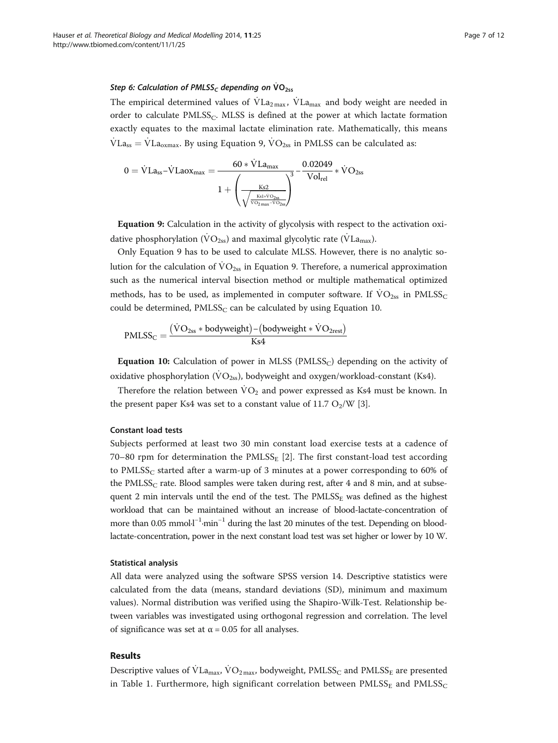#### *Step 6: Calculation of $PMLSS_C$ depending on $\dot{V}O_{2ss}$*

The empirical determined values of $\dot{V}La_{2\,max}$, $\dot{V}La_{max}$ and body weight are needed in order to calculate $PMLSS_C$. MLSS is defined at the power at which lactate formation exactly equates to the maximal lactate elimination rate. Mathematically, this means $\dot{V}La_{ss} = \dot{V}La_{oxmax}$. By using Equation 9, $\dot{V}O_{2ss}$ in PMLSS can be calculated as:

$$0 = \dot{V}La_{ss} - \dot{V}Laox_{max} = \frac{60 * \dot{V}La_{max}}{1 + \left(\frac{Ks2}{\sqrt{\frac{Ks1 * \dot{V}O_{2ss}}{\dot{V}O_{2\,max} - \dot{V}O_{2ss}}}}\right)^3} - \frac{0.02049}{Vol_{rel}} * \dot{V}O_{2ss}$$

**Equation 9:** Calculation in the activity of glycolysis with respect to the activation oxidative phosphorylation ($\dot{V}O_{2ss}$) and maximal glycolytic rate ($\dot{V}La_{max}$).

Only Equation 9 has to be used to calculate MLSS. However, there is no analytic solution for the calculation of $\dot{V}O_{2ss}$ in Equation 9. Therefore, a numerical approximation such as the numerical interval bisection method or multiple mathematical optimized methods, has to be used, as implemented in computer software. If $\dot{V}O_{2ss}$ in $PMLSS_C$ could be determined, $PMLSS_C$ can be calculated by using Equation 10.

$$PMLSS_C = \frac{\left(\dot{V}O_{2ss} * bodyweight\right) - \left(bodyweight * \dot{V}O_{2rest}\right)}{Ks4}$$

**Equation 10:** Calculation of power in MLSS ($PMLSS_C$) depending on the activity of oxidative phosphorylation ($\dot{V}O_{2ss}$), bodyweight and oxygen/workload-constant (Ks4).

Therefore the relation between $\dot{V}O_2$ and power expressed as Ks4 must be known. In the present paper Ks4 was set to a constant value of 11.7 $O_2$/W [3].

#### Constant load tests

Subjects performed at least two 30 min constant load exercise tests at a cadence of 70–80 rpm for determination the $PMLSS_E$ [2]. The first constant-load test according to $PMLSS_C$ started after a warm-up of 3 minutes at a power corresponding to 60% of the $PMLSS_C$ rate. Blood samples were taken during rest, after 4 and 8 min, and at subsequent 2 min intervals until the end of the test. The $PMLSS_E$ was defined as the highest workload that can be maintained without an increase of blood-lactate-concentration of more than 0.05 $mmol{\cdot}l^{-1}{\cdot}min^{-1}$ during the last 20 minutes of the test. Depending on blood-lactate-concentration, power in the next constant load test was set higher or lower by 10 W.

#### Statistical analysis

All data were analyzed using the software SPSS version 14. Descriptive statistics were calculated from the data (means, standard deviations (SD), minimum and maximum values). Normal distribution was verified using the Shapiro-Wilk-Test. Relationship between variables was investigated using orthogonal regression and correlation. The level of significance was set at $\alpha = 0.05$ for all analyses.

## Results

Descriptive values of $\dot{V}La_{max}$, $\dot{V}O_{2\,max}$, bodyweight, $PMLSS_C$ and $PMLSS_E$ are presented in Table 1. Furthermore, high significant correlation between $PMLSS_E$ and $PMLSS_C$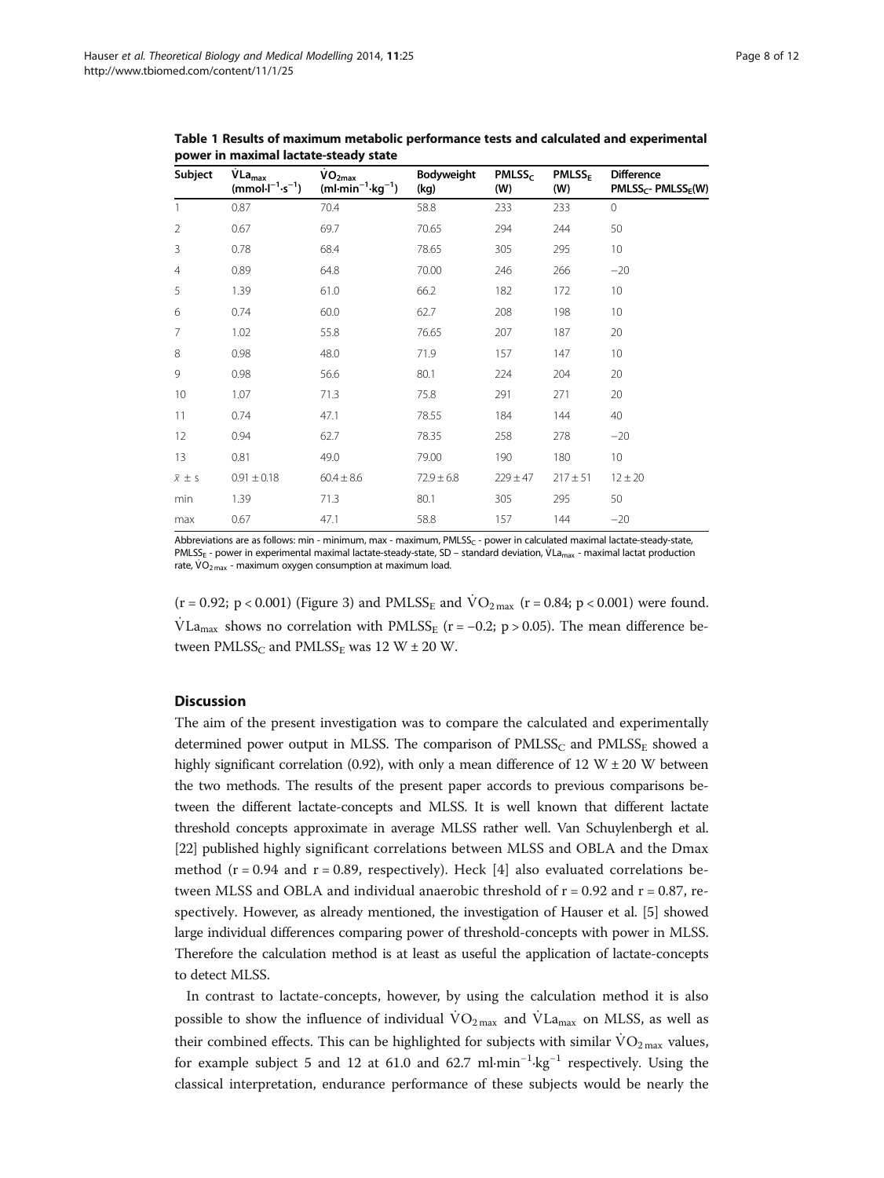**Table 1 Results of maximum metabolic performance tests and calculated and experimental power in maximal lactate-steady state**

| Subject | $\dot{V}La_{max}$ ($mmol \cdot l^{-1} \cdot s^{-1}$) | $\dot{V}O_{2max}$ ($ml \cdot min^{-1} \cdot kg^{-1}$) | Bodyweight (kg) | $PMLSS_C$ (W) | $PMLSS_E$ (W) | Difference $PMLSS_C$- $PMLSS_E$(W) |
|---|---|---|---|---|---|---|
| 1 | 0.87 | 70.4 | 58.8 | 233 | 233 | 0 |
| 2 | 0.67 | 69.7 | 70.65 | 294 | 244 | 50 |
| 3 | 0.78 | 68.4 | 78.65 | 305 | 295 | 10 |
| 4 | 0.89 | 64.8 | 70.00 | 246 | 266 | −20 |
| 5 | 1.39 | 61.0 | 66.2 | 182 | 172 | 10 |
| 6 | 0.74 | 60.0 | 62.7 | 208 | 198 | 10 |
| 7 | 1.02 | 55.8 | 76.65 | 207 | 187 | 20 |
| 8 | 0.98 | 48.0 | 71.9 | 157 | 147 | 10 |
| 9 | 0.98 | 56.6 | 80.1 | 224 | 204 | 20 |
| 10 | 1.07 | 71.3 | 75.8 | 291 | 271 | 20 |
| 11 | 0.74 | 47.1 | 78.55 | 184 | 144 | 40 |
| 12 | 0.94 | 62.7 | 78.35 | 258 | 278 | −20 |
| 13 | 0.81 | 49.0 | 79.00 | 190 | 180 | 10 |
| $\bar{x} \pm s$ | 0.91 ± 0.18 | 60.4 ± 8.6 | 72.9 ± 6.8 | 229 ± 47 | 217 ± 51 | 12 ± 20 |
| min | 1.39 | 71.3 | 80.1 | 305 | 295 | 50 |
| max | 0.67 | 47.1 | 58.8 | 157 | 144 | −20 |

Abbreviations are as follows: min - minimum, max - maximum, $PMLSS_C$ - power in calculated maximal lactate-steady-state, $PMLSS_E$ - power in experimental maximal lactate-steady-state, SD – standard deviation, $\dot{V}La_{max}$ - maximal lactat production rate, $\dot{V}O_{2max}$ - maximum oxygen consumption at maximum load.

($r = 0.92$; $p < 0.001$) (Figure 3) and $PMLSS_E$ and $\dot{V}O_{2max}$ ($r = 0.84$; $p < 0.001$) were found. $\dot{V}La_{max}$ shows no correlation with $PMLSS_E$ ($r = -0.2$; $p > 0.05$). The mean difference between $PMLSS_C$ and $PMLSS_E$ was 12 W ± 20 W.

## Discussion

The aim of the present investigation was to compare the calculated and experimentally determined power output in MLSS. The comparison of $PMLSS_C$ and $PMLSS_E$ showed a highly significant correlation (0.92), with only a mean difference of 12 W ± 20 W between the two methods. The results of the present paper accords to previous comparisons between the different lactate-concepts and MLSS. It is well known that different lactate threshold concepts approximate in average MLSS rather well. Van Schuylenbergh et al. [22] published highly significant correlations between MLSS and OBLA and the Dmax method ($r = 0.94$ and $r = 0.89$, respectively). Heck [4] also evaluated correlations between MLSS and OBLA and individual anaerobic threshold of $r = 0.92$ and $r = 0.87$, respectively. However, as already mentioned, the investigation of Hauser et al. [5] showed large individual differences comparing power of threshold-concepts with power in MLSS. Therefore the calculation method is at least as useful the application of lactate-concepts to detect MLSS.

In contrast to lactate-concepts, however, by using the calculation method it is also possible to show the influence of individual $\dot{V}O_{2max}$ and $\dot{V}La_{max}$ on MLSS, as well as their combined effects. This can be highlighted for subjects with similar $\dot{V}O_{2max}$ values, for example subject 5 and 12 at 61.0 and 62.7 $ml \cdot min^{-1} \cdot kg^{-1}$ respectively. Using the classical interpretation, endurance performance of these subjects would be nearly the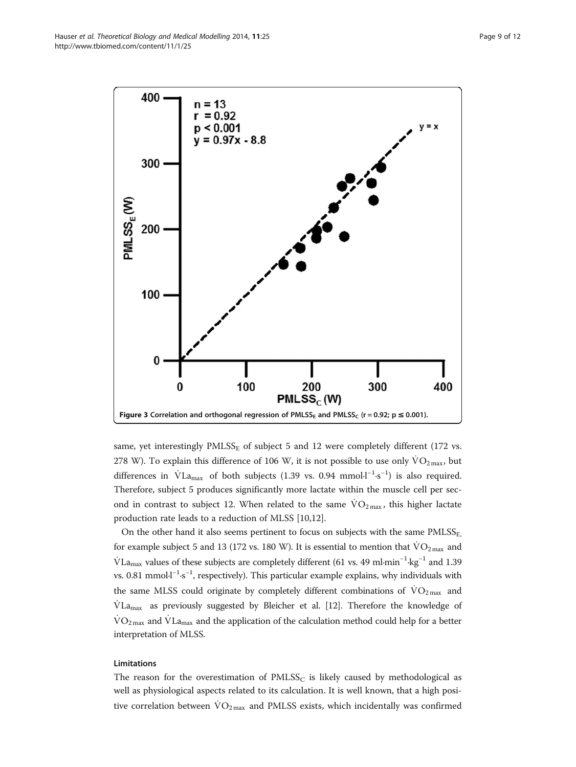Figure 3 Correlation and orthogonal regression of $PMLSS_E$ and $PMLSS_C$ ($r = 0.92$; $p \leq 0.001$).

same, yet interestingly $PMLSS_E$ of subject 5 and 12 were completely different (172 vs. 278 W). To explain this difference of 106 W, it is not possible to use only $\dot{V}O_{2max}$, but differences in $\dot{V}La_{max}$ of both subjects (1.39 vs. 0.94 $mmol \cdot l^{-1} \cdot s^{-1}$) is also required. Therefore, subject 5 produces significantly more lactate within the muscle cell per second in contrast to subject 12. When related to the same $\dot{V}O_{2max}$, this higher lactate production rate leads to a reduction of MLSS [10,12].

On the other hand it also seems pertinent to focus on subjects with the same $PMLSS_E$, for example subject 5 and 13 (172 vs. 180 W). It is essential to mention that $\dot{V}O_{2max}$ and $\dot{V}La_{max}$ values of these subjects are completely different (61 vs. 49 $ml \cdot min^{-1} \cdot kg^{-1}$ and 1.39 vs. 0.81 $mmol \cdot l^{-1} \cdot s^{-1}$, respectively). This particular example explains, why individuals with the same MLSS could originate by completely different combinations of $\dot{V}O_{2max}$ and $\dot{V}La_{max}$ as previously suggested by Bleicher et al. [12]. Therefore the knowledge of $\dot{V}O_{2max}$ and $\dot{V}La_{max}$ and the application of the calculation method could help for a better interpretation of MLSS.

### Limitations

The reason for the overestimation of $PMLSS_C$ is likely caused by methodological as well as physiological aspects related to its calculation. It is well known, that a high positive correlation between $\dot{V}O_{2max}$ and PMLSS exists, which incidentally was confirmed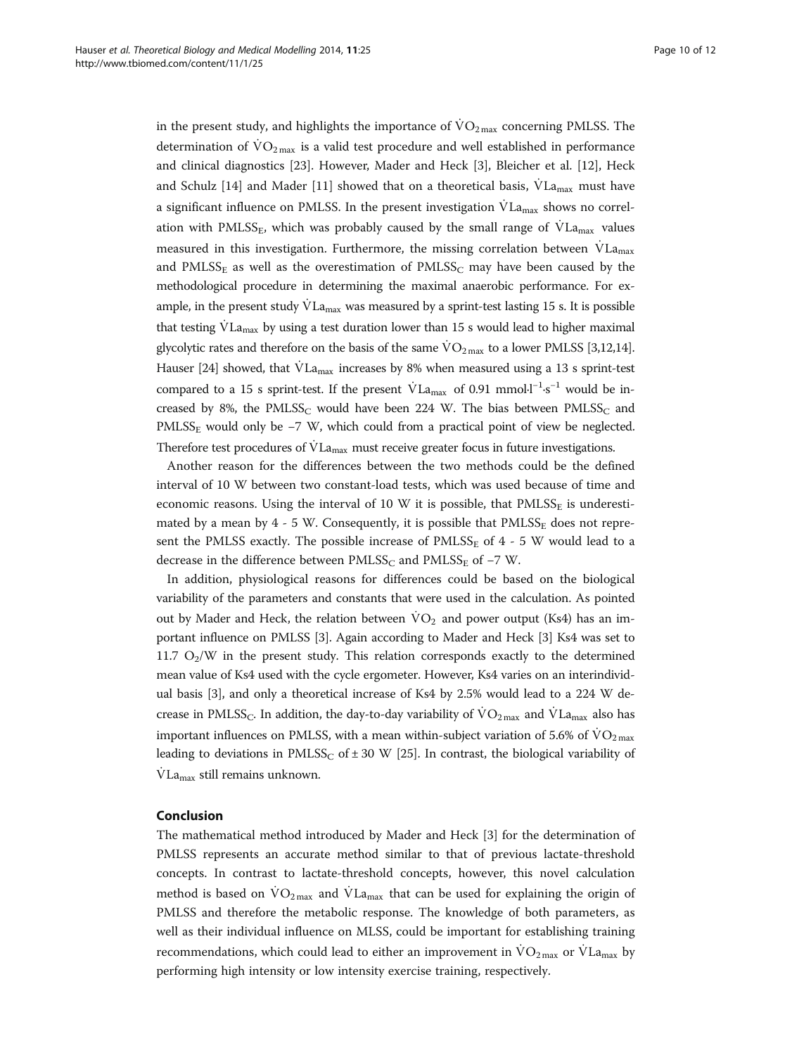in the present study, and highlights the importance of $\dot{V}O_{2\,max}$ concerning PMLSS. The determination of $\dot{V}O_{2\,max}$ is a valid test procedure and well established in performance and clinical diagnostics [23]. However, Mader and Heck [3], Bleicher et al. [12], Heck and Schulz [14] and Mader [11] showed that on a theoretical basis, $\dot{V}La_{max}$ must have a significant influence on PMLSS. In the present investigation $\dot{V}La_{max}$ shows no correlation with $PMLSS_E$, which was probably caused by the small range of $\dot{V}La_{max}$ values measured in this investigation. Furthermore, the missing correlation between $\dot{V}La_{max}$ and $PMLSS_E$ as well as the overestimation of $PMLSS_C$ may have been caused by the methodological procedure in determining the maximal anaerobic performance. For example, in the present study $\dot{V}La_{max}$ was measured by a sprint-test lasting 15 s. It is possible that testing $\dot{V}La_{max}$ by using a test duration lower than 15 s would lead to higher maximal glycolytic rates and therefore on the basis of the same $\dot{V}O_{2\,max}$ to a lower PMLSS [3,12,14]. Hauser [24] showed, that $\dot{V}La_{max}$ increases by 8% when measured using a 13 s sprint-test compared to a 15 s sprint-test. If the present $\dot{V}La_{max}$ of 0.91 mmol·l$^{-1}$·s$^{-1}$ would be increased by 8%, the $PMLSS_C$ would have been 224 W. The bias between $PMLSS_C$ and $PMLSS_E$ would only be −7 W, which could from a practical point of view be neglected. Therefore test procedures of $\dot{V}La_{max}$ must receive greater focus in future investigations.

Another reason for the differences between the two methods could be the defined interval of 10 W between two constant-load tests, which was used because of time and economic reasons. Using the interval of 10 W it is possible, that $PMLSS_E$ is underestimated by a mean by 4 - 5 W. Consequently, it is possible that $PMLSS_E$ does not represent the PMLSS exactly. The possible increase of $PMLSS_E$ of 4 - 5 W would lead to a decrease in the difference between $PMLSS_C$ and $PMLSS_E$ of −7 W.

In addition, physiological reasons for differences could be based on the biological variability of the parameters and constants that were used in the calculation. As pointed out by Mader and Heck, the relation between $\dot{V}O_2$ and power output (Ks4) has an important influence on PMLSS [3]. Again according to Mader and Heck [3] Ks4 was set to 11.7 $O_2$/W in the present study. This relation corresponds exactly to the determined mean value of Ks4 used with the cycle ergometer. However, Ks4 varies on an interindividual basis [3], and only a theoretical increase of Ks4 by 2.5% would lead to a 224 W decrease in $PMLSS_C$. In addition, the day-to-day variability of $\dot{V}O_{2\,max}$ and $\dot{V}La_{max}$ also has important influences on PMLSS, with a mean within-subject variation of 5.6% of $\dot{V}O_{2\,max}$ leading to deviations in $PMLSS_C$ of ± 30 W [25]. In contrast, the biological variability of $\dot{V}La_{max}$ still remains unknown.

## Conclusion

The mathematical method introduced by Mader and Heck [3] for the determination of PMLSS represents an accurate method similar to that of previous lactate-threshold concepts. In contrast to lactate-threshold concepts, however, this novel calculation method is based on $\dot{V}O_{2\,max}$ and $\dot{V}La_{max}$ that can be used for explaining the origin of PMLSS and therefore the metabolic response. The knowledge of both parameters, as well as their individual influence on MLSS, could be important for establishing training recommendations, which could lead to either an improvement in $\dot{V}O_{2\,max}$ or $\dot{V}La_{max}$ by performing high intensity or low intensity exercise training, respectively.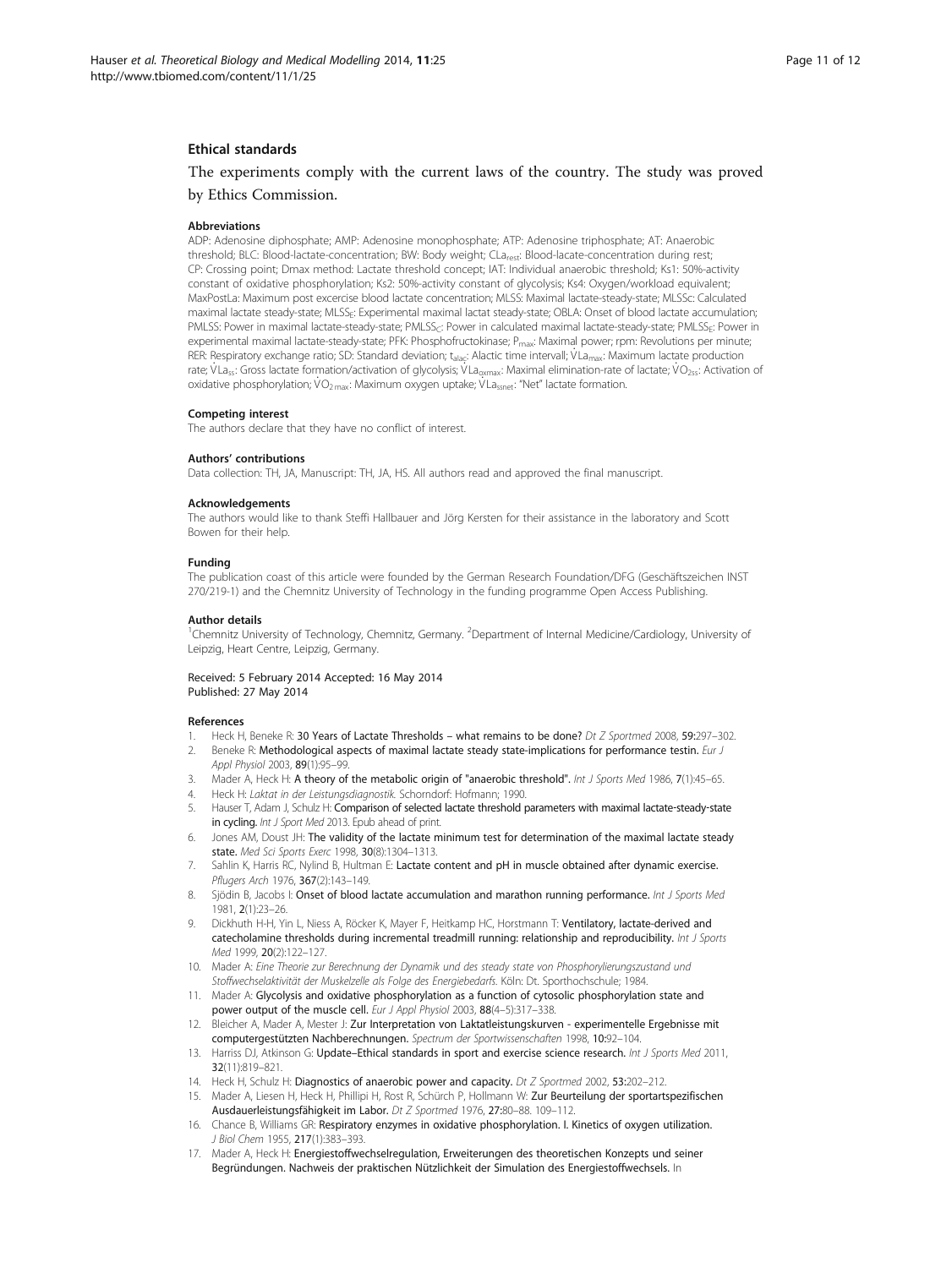### Ethical standards

The experiments comply with the current laws of the country. The study was proved by Ethics Commission.

#### Abbreviations

ADP: Adenosine diphosphate; AMP: Adenosine monophosphate; ATP: Adenosine triphosphate; AT: Anaerobic threshold; BLC: Blood-lactate-concentration; BW: Body weight; $CLa_{rest}$: Blood-lacate-concentration during rest; CP: Crossing point; Dmax method: Lactate threshold concept; IAT: Individual anaerobic threshold; Ks1: 50%-activity constant of oxidative phosphorylation; Ks2: 50%-activity constant of glycolysis; Ks4: Oxygen/workload equivalent; MaxPostLa: Maximum post excercise blood lactate concentration; MLSS: Maximal lactate-steady-state; MLSSc: Calculated maximal lactate steady-state; $MLSS_E$: Experimental maximal lactat steady-state; OBLA: Onset of blood lactate accumulation; PMLSS: Power in maximal lactate-steady-state; $PMLSS_C$: Power in calculated maximal lactate-steady-state; $PMLSS_E$: Power in experimental maximal lactate-steady-state; PFK: Phosphofructokinase; $P_{max}$: Maximal power; rpm: Revolutions per minute; RER: Respiratory exchange ratio; SD: Standard deviation; $t_{alac}$: Alactic time intervall; $\dot{V}La_{max}$: Maximum lactate production rate; $\dot{V}La_{ss}$: Gross lactate formation/activation of glycolysis; $\dot{V}La_{oxmax}$: Maximal elimination-rate of lactate; $\dot{V}O_{2ss}$: Activation of oxidative phosphorylation; $\dot{V}O_{2max}$: Maximum oxygen uptake; $\dot{V}La_{ssnet}$: "Net" lactate formation.

#### Competing interest

The authors declare that they have no conflict of interest.

#### Authors' contributions

Data collection: TH, JA, Manuscript: TH, JA, HS. All authors read and approved the final manuscript.

#### Acknowledgements

The authors would like to thank Steffi Hallbauer and Jörg Kersten for their assistance in the laboratory and Scott Bowen for their help.

#### Funding

The publication coast of this article were founded by the German Research Foundation/DFG (Geschäftszeichen INST 270/219-1) and the Chemnitz University of Technology in the funding programme Open Access Publishing.

#### Author details

[1]Chemnitz University of Technology, Chemnitz, Germany. [2]Department of Internal Medicine/Cardiology, University of Leipzig, Heart Centre, Leipzig, Germany.

Received: 5 February 2014 Accepted: 16 May 2014
Published: 27 May 2014

#### References

1. Heck H, Beneke R: **30 Years of Lactate Thresholds – what remains to be done?** *Dt Z Sportmed* 2008, **59**:297–302.
2. Beneke R: **Methodological aspects of maximal lactate steady state-implications for performance testin.** *Eur J Appl Physiol* 2003, **89**(1):95–99.
3. Mader A, Heck H: **A theory of the metabolic origin of "anaerobic threshold".** *Int J Sports Med* 1986, **7**(1):45–65.
4. Heck H: *Laktat in der Leistungsdiagnostik.* Schorndorf: Hofmann; 1990.
5. Hauser T, Adam J, Schulz H: **Comparison of selected lactate threshold parameters with maximal lactate-steady-state in cycling.** *Int J Sport Med* 2013. Epub ahead of print.
6. Jones AM, Doust JH: **The validity of the lactate minimum test for determination of the maximal lactate steady state.** *Med Sci Sports Exerc* 1998, **30**(8):1304–1313.
7. Sahlin K, Harris RC, Nylind B, Hultman E: **Lactate content and pH in muscle obtained after dynamic exercise.** *Pflugers Arch* 1976, **367**(2):143–149.
8. Sjödin B, Jacobs I: **Onset of blood lactate accumulation and marathon running performance.** *Int J Sports Med* 1981, **2**(1):23–26.
9. Dickhuth H-H, Yin L, Niess A, Röcker K, Mayer F, Heitkamp HC, Horstmann T: **Ventilatory, lactate-derived and catecholamine thresholds during incremental treadmill running: relationship and reproducibility.** *Int J Sports Med* 1999, **20**(2):122–127.
10. Mader A: *Eine Theorie zur Berechnung der Dynamik und des steady state von Phosphorylierungszustand und Stoffwechselaktivität der Muskelzelle als Folge des Energiebedarfs.* Köln: Dt. Sporthochschule; 1984.
11. Mader A: **Glycolysis and oxidative phosphorylation as a function of cytosolic phosphorylation state and power output of the muscle cell.** *Eur J Appl Physiol* 2003, **88**(4–5):317–338.
12. Bleicher A, Mader A, Mester J: **Zur Interpretation von Laktatleistungskurven - experimentelle Ergebnisse mit computergestützten Nachberechnungen.** *Spectrum der Sportwissenschaften* 1998, **10**:92–104.
13. Harriss DJ, Atkinson G: **Update–Ethical standards in sport and exercise science research.** *Int J Sports Med* 2011, **32**(11):819–821.
14. Heck H, Schulz H: **Diagnostics of anaerobic power and capacity.** *Dt Z Sportmed* 2002, **53**:202–212.
15. Mader A, Liesen H, Heck H, Phillipi H, Rost R, Schürch P, Hollmann W: **Zur Beurteilung der sportartspezifischen Ausdauerleistungsfähigkeit im Labor.** *Dt Z Sportmed* 1976, **27**:80–88. 109–112.
16. Chance B, Williams GR: **Respiratory enzymes in oxidative phosphorylation. I. Kinetics of oxygen utilization.** *J Biol Chem* 1955, **217**(1):383–393.
17. Mader A, Heck H: **Energiestoffwechselregulation, Erweiterungen des theoretischen Konzepts und seiner Begründungen. Nachweis der praktischen Nützlichkeit der Simulation des Energiestoffwechsels.** In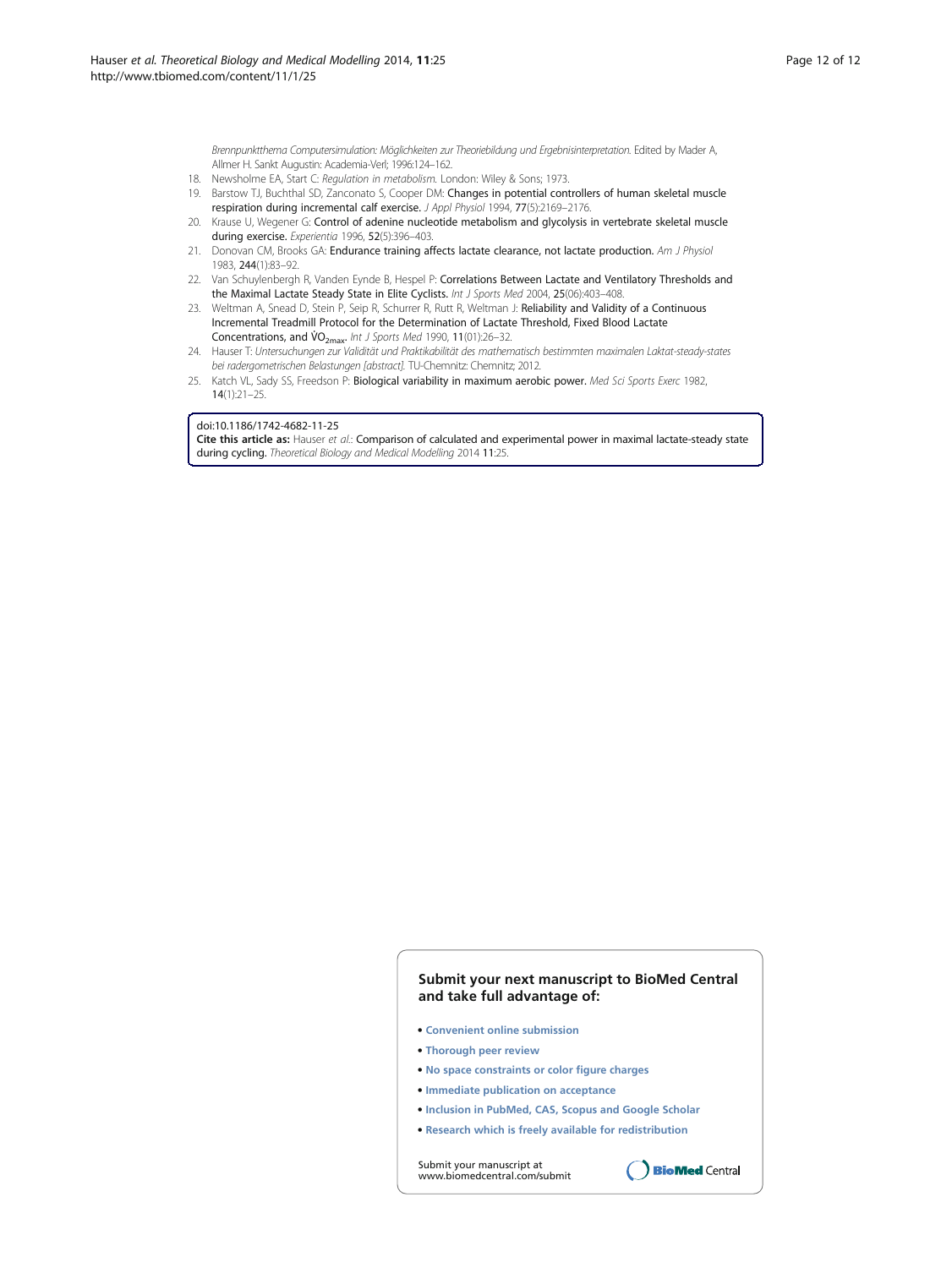*Brennpunktthema Computersimulation: Möglichkeiten zur Theoriebildung und Ergebnisinterpretation.* Edited by Mader A, Allmer H. Sankt Augustin: Academia-Verl; 1996:124–162.

18. Newsholme EA, Start C: *Regulation in metabolism.* London: Wiley & Sons; 1973.
19. Barstow TJ, Buchthal SD, Zanconato S, Cooper DM: **Changes in potential controllers of human skeletal muscle respiration during incremental calf exercise.** *J Appl Physiol* 1994, **77**(5):2169–2176.
20. Krause U, Wegener G: **Control of adenine nucleotide metabolism and glycolysis in vertebrate skeletal muscle during exercise.** *Experientia* 1996, **52**(5):396–403.
21. Donovan CM, Brooks GA: **Endurance training affects lactate clearance, not lactate production.** *Am J Physiol* 1983, **244**(1):83–92.
22. Van Schuylenbergh R, Vanden Eynde B, Hespel P: **Correlations Between Lactate and Ventilatory Thresholds and the Maximal Lactate Steady State in Elite Cyclists.** *Int J Sports Med* 2004, **25**(06):403–408.
23. Weltman A, Snead D, Stein P, Seip R, Schurrer R, Rutt R, Weltman J: **Reliability and Validity of a Continuous Incremental Treadmill Protocol for the Determination of Lactate Threshold, Fixed Blood Lactate Concentrations, and $\dot{V}O_{2max}$.** *Int J Sports Med* 1990, **11**(01):26–32.
24. Hauser T: *Untersuchungen zur Validität und Praktikabilität des mathematisch bestimmten maximalen Laktat-steady-states bei radergometrischen Belastungen [abstract].* TU-Chemnitz: Chemnitz; 2012.
25. Katch VL, Sady SS, Freedson P: **Biological variability in maximum aerobic power.** *Med Sci Sports Exerc* 1982, **14**(1):21–25.

doi:10.1186/1742-4682-11-25

**Cite this article as:** Hauser *et al.*: Comparison of calculated and experimental power in maximal lactate-steady state during cycling. *Theoretical Biology and Medical Modelling* 2014 **11**:25.

**Submit your next manuscript to BioMed Central and take full advantage of:**

- **Convenient online submission**
- **Thorough peer review**
- **No space constraints or color figure charges**
- **Immediate publication on acceptance**
- **Inclusion in PubMed, CAS, Scopus and Google Scholar**
- **Research which is freely available for redistribution**

Submit your manuscript at www.biomedcentral.com/submit

BioMed Central